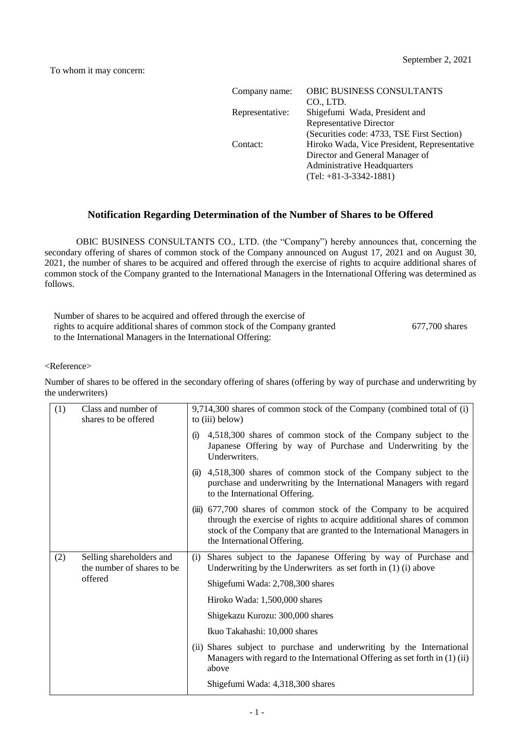September 2, 2021

To whom it may concern:

Company name: OBIC BUSINESS CONSULTANTS CO., LTD.
Representative: Shigefumi Wada, President and Representative Director
(Securities code: 4733, TSE First Section)
Contact: Hiroko Wada, Vice President, Representative Director and General Manager of Administrative Headquarters
(Tel: +81-3-3342-1881)

## Notification Regarding Determination of the Number of Shares to be Offered

OBIC BUSINESS CONSULTANTS CO., LTD. (the "Company") hereby announces that, concerning the secondary offering of shares of common stock of the Company announced on August 17, 2021 and on August 30, 2021, the number of shares to be acquired and offered through the exercise of rights to acquire additional shares of common stock of the Company granted to the International Managers in the International Offering was determined as follows.

Number of shares to be acquired and offered through the exercise of rights to acquire additional shares of common stock of the Company granted to the International Managers in the International Offering: 677,700 shares

<Reference>

Number of shares to be offered in the secondary offering of shares (offering by way of purchase and underwriting by the underwriters)

| | | |
|---|---|---|
| (1) | Class and number of shares to be offered | 9,714,300 shares of common stock of the Company (combined total of (i) to (iii) below)<br>(i) 4,518,300 shares of common stock of the Company subject to the Japanese Offering by way of Purchase and Underwriting by the Underwriters.<br>(ii) 4,518,300 shares of common stock of the Company subject to the purchase and underwriting by the International Managers with regard to the International Offering.<br>(iii) 677,700 shares of common stock of the Company to be acquired through the exercise of rights to acquire additional shares of common stock of the Company that are granted to the International Managers in the International Offering. |
| (2) | Selling shareholders and the number of shares to be offered | (i) Shares subject to the Japanese Offering by way of Purchase and Underwriting by the Underwriters as set forth in (1) (i) above<br>Shigefumi Wada: 2,708,300 shares<br>Hiroko Wada: 1,500,000 shares<br>Shigekazu Kurozu: 300,000 shares<br>Ikuo Takahashi: 10,000 shares<br>(ii) Shares subject to purchase and underwriting by the International Managers with regard to the International Offering as set forth in (1) (ii) above<br>Shigefumi Wada: 4,318,300 shares |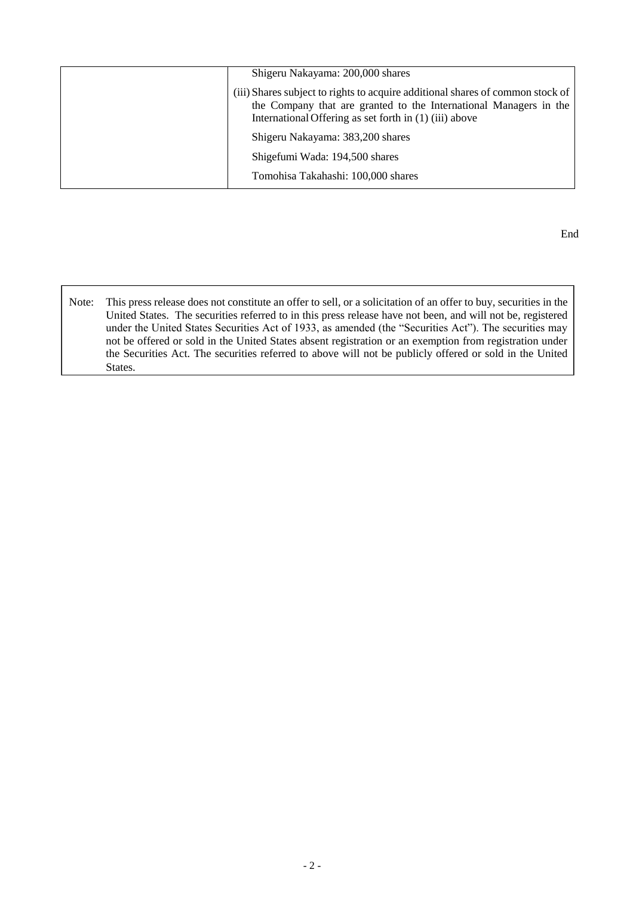| | |
|---|---|
| | Shigeru Nakayama: 200,000 shares |
| | (iii) Shares subject to rights to acquire additional shares of common stock of the Company that are granted to the International Managers in the International Offering as set forth in (1) (iii) above |
| | Shigeru Nakayama: 383,200 shares |
| | Shigefumi Wada: 194,500 shares |
| | Tomohisa Takahashi: 100,000 shares |

End

Note: This press release does not constitute an offer to sell, or a solicitation of an offer to buy, securities in the United States. The securities referred to in this press release have not been, and will not be, registered under the United States Securities Act of 1933, as amended (the "Securities Act"). The securities may not be offered or sold in the United States absent registration or an exemption from registration under the Securities Act. The securities referred to above will not be publicly offered or sold in the United States.